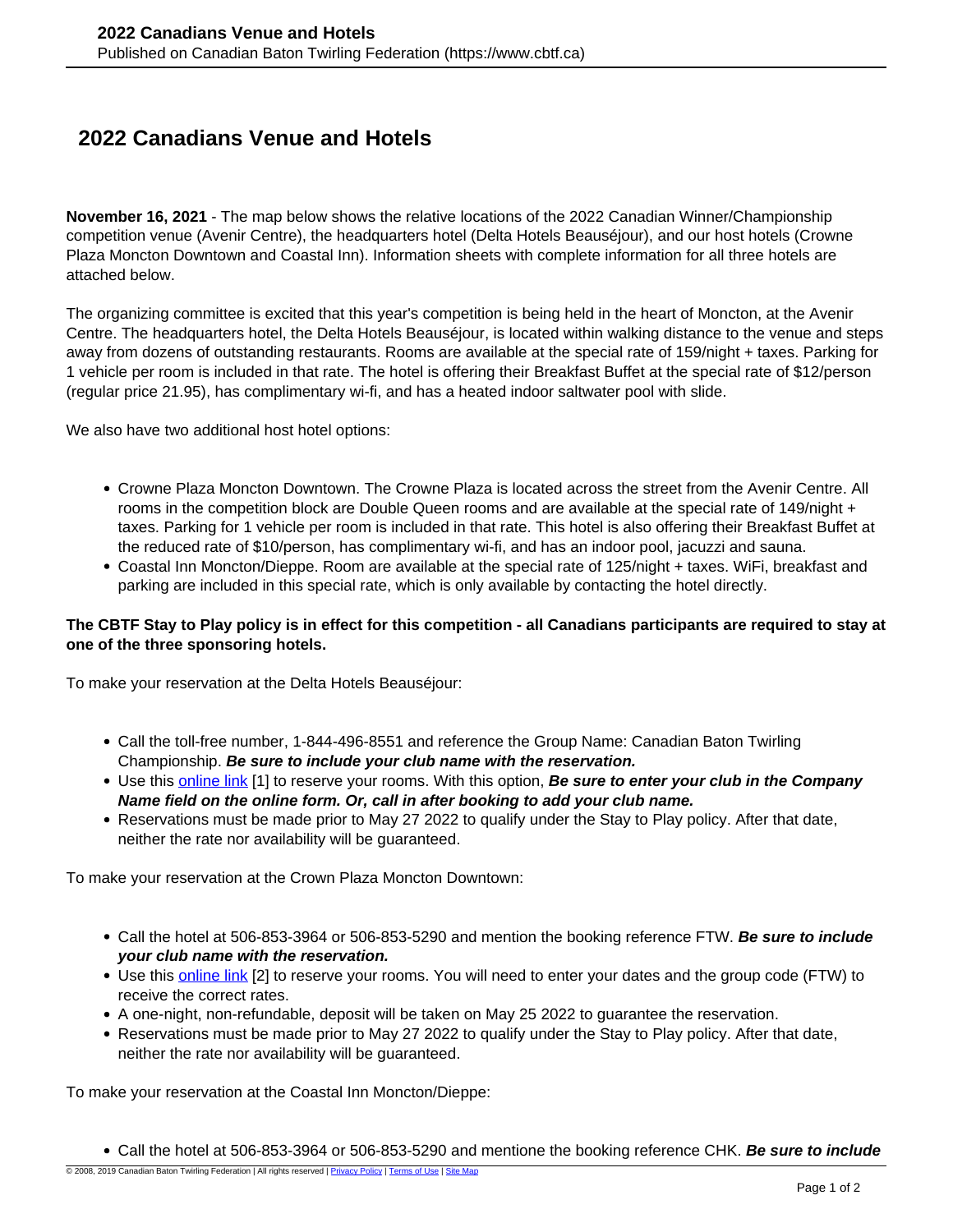# 2022 Canadians Venue and Hotels

**November 16, 2021** - The map below shows the relative locations of the 2022 Canadian Winner/Championship competition venue (Avenir Centre), the headquarters hotel (Delta Hotels Beauséjour), and our host hotels (Crowne Plaza Moncton Downtown and Coastal Inn). Information sheets with complete information for all three hotels are attached below.

The organizing committee is excited that this year's competition is being held in the heart of Moncton, at the Avenir Centre. The headquarters hotel, the Delta Hotels Beauséjour, is located within walking distance to the venue and steps away from dozens of outstanding restaurants. Rooms are available at the special rate of 159/night + taxes. Parking for 1 vehicle per room is included in that rate. The hotel is offering their Breakfast Buffet at the special rate of $12/person (regular price 21.95), has complimentary wi-fi, and has a heated indoor saltwater pool with slide.

We also have two additional host hotel options:

- Crowne Plaza Moncton Downtown. The Crowne Plaza is located across the street from the Avenir Centre. All rooms in the competition block are Double Queen rooms and are available at the special rate of 149/night + taxes. Parking for 1 vehicle per room is included in that rate. This hotel is also offering their Breakfast Buffet at the reduced rate of $10/person, has complimentary wi-fi, and has an indoor pool, jacuzzi and sauna.
- Coastal Inn Moncton/Dieppe. Room are available at the special rate of 125/night + taxes. WiFi, breakfast and parking are included in this special rate, which is only available by contacting the hotel directly.

**The CBTF Stay to Play policy is in effect for this competition - all Canadians participants are required to stay at one of the three sponsoring hotels.**

To make your reservation at the Delta Hotels Beauséjour:

- Call the toll-free number, 1-844-496-8551 and reference the Group Name: Canadian Baton Twirling Championship. ***Be sure to include your club name with the reservation.***
- Use this online link [1] to reserve your rooms. With this option, ***Be sure to enter your club in the Company Name field on the online form. Or, call in after booking to add your club name.***
- Reservations must be made prior to May 27 2022 to qualify under the Stay to Play policy. After that date, neither the rate nor availability will be guaranteed.

To make your reservation at the Crown Plaza Moncton Downtown:

- Call the hotel at 506-853-3964 or 506-853-5290 and mention the booking reference FTW. ***Be sure to include your club name with the reservation.***
- Use this online link [2] to reserve your rooms. You will need to enter your dates and the group code (FTW) to receive the correct rates.
- A one-night, non-refundable, deposit will be taken on May 25 2022 to guarantee the reservation.
- Reservations must be made prior to May 27 2022 to qualify under the Stay to Play policy. After that date, neither the rate nor availability will be guaranteed.

To make your reservation at the Coastal Inn Moncton/Dieppe:

- Call the hotel at 506-853-3964 or 506-853-5290 and mentione the booking reference CHK. ***Be sure to include***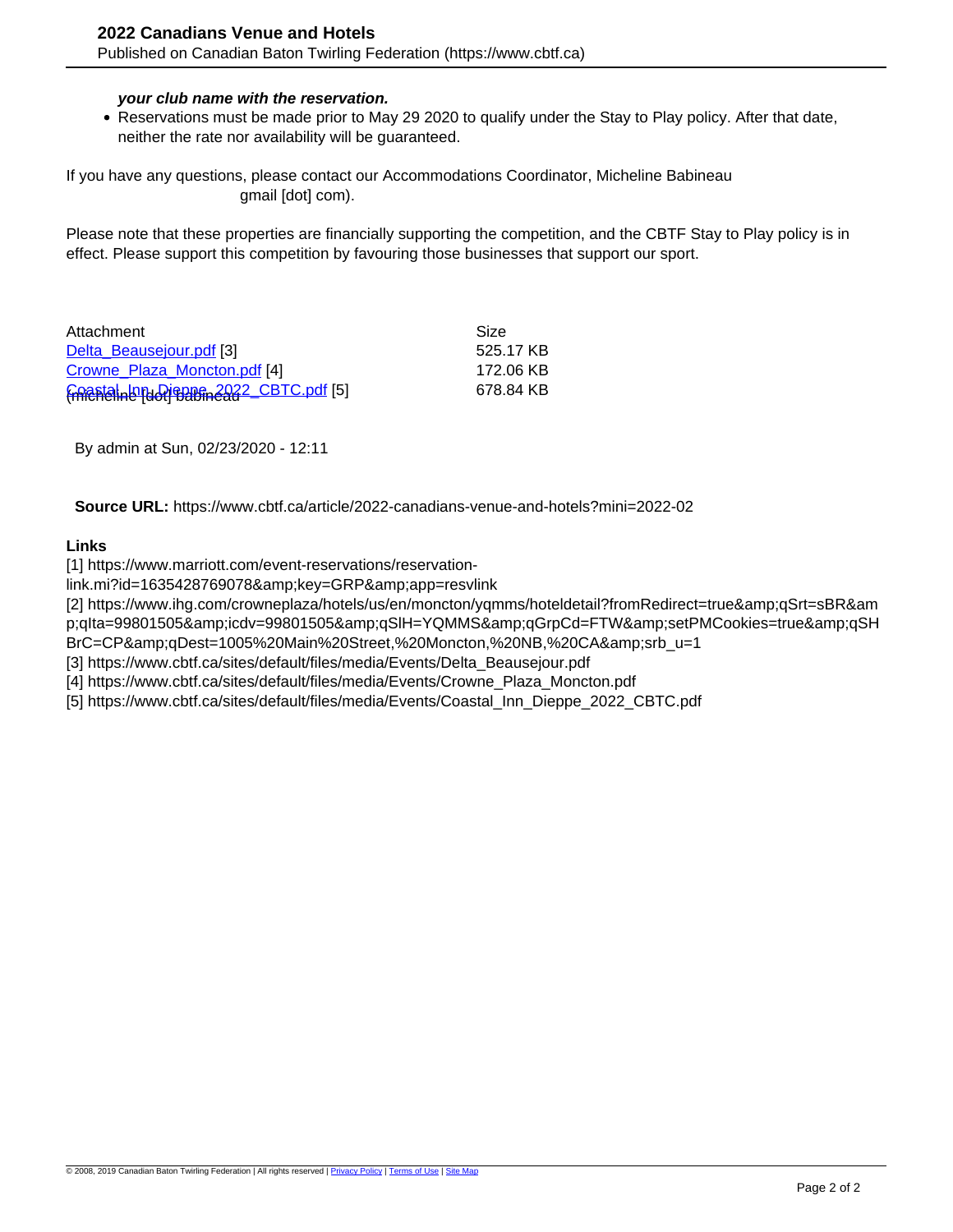***your club name with the reservation.***

- Reservations must be made prior to May 29 2020 to qualify under the Stay to Play policy. After that date, neither the rate nor availability will be guaranteed.

If you have any questions, please contact our Accommodations Coordinator, Micheline Babineau (micheline [dot] babineau gmail [dot] com).

Please note that these properties are financially supporting the competition, and the CBTF Stay to Play policy is in effect. Please support this competition by favouring those businesses that support our sport.

| Attachment | Size |
|---|---|
| Delta_Beausejour.pdf [3] | 525.17 KB |
| Crowne_Plaza_Moncton.pdf [4] | 172.06 KB |
| Coastal_Inn_Dieppe_2022_CBTC.pdf [5] | 678.84 KB |

By admin at Sun, 02/23/2020 - 12:11

**Source URL:** https://www.cbtf.ca/article/2022-canadians-venue-and-hotels?mini=2022-02

**Links**

[1] https://www.marriott.com/event-reservations/reservation-link.mi?id=1635428769078&amp;key=GRP&amp;app=resvlink
[2] https://www.ihg.com/crowneplaza/hotels/us/en/moncton/yqmms/hoteldetail?fromRedirect=true&amp;qSrt=sBR&amp;qIta=99801505&amp;icdv=99801505&amp;qSlH=YQMMS&amp;qGrpCd=FTW&amp;setPMCookies=true&amp;qSHBrC=CP&amp;qDest=1005%20Main%20Street,%20Moncton,%20NB,%20CA&amp;srb_u=1
[3] https://www.cbtf.ca/sites/default/files/media/Events/Delta_Beausejour.pdf
[4] https://www.cbtf.ca/sites/default/files/media/Events/Crowne_Plaza_Moncton.pdf
[5] https://www.cbtf.ca/sites/default/files/media/Events/Coastal_Inn_Dieppe_2022_CBTC.pdf